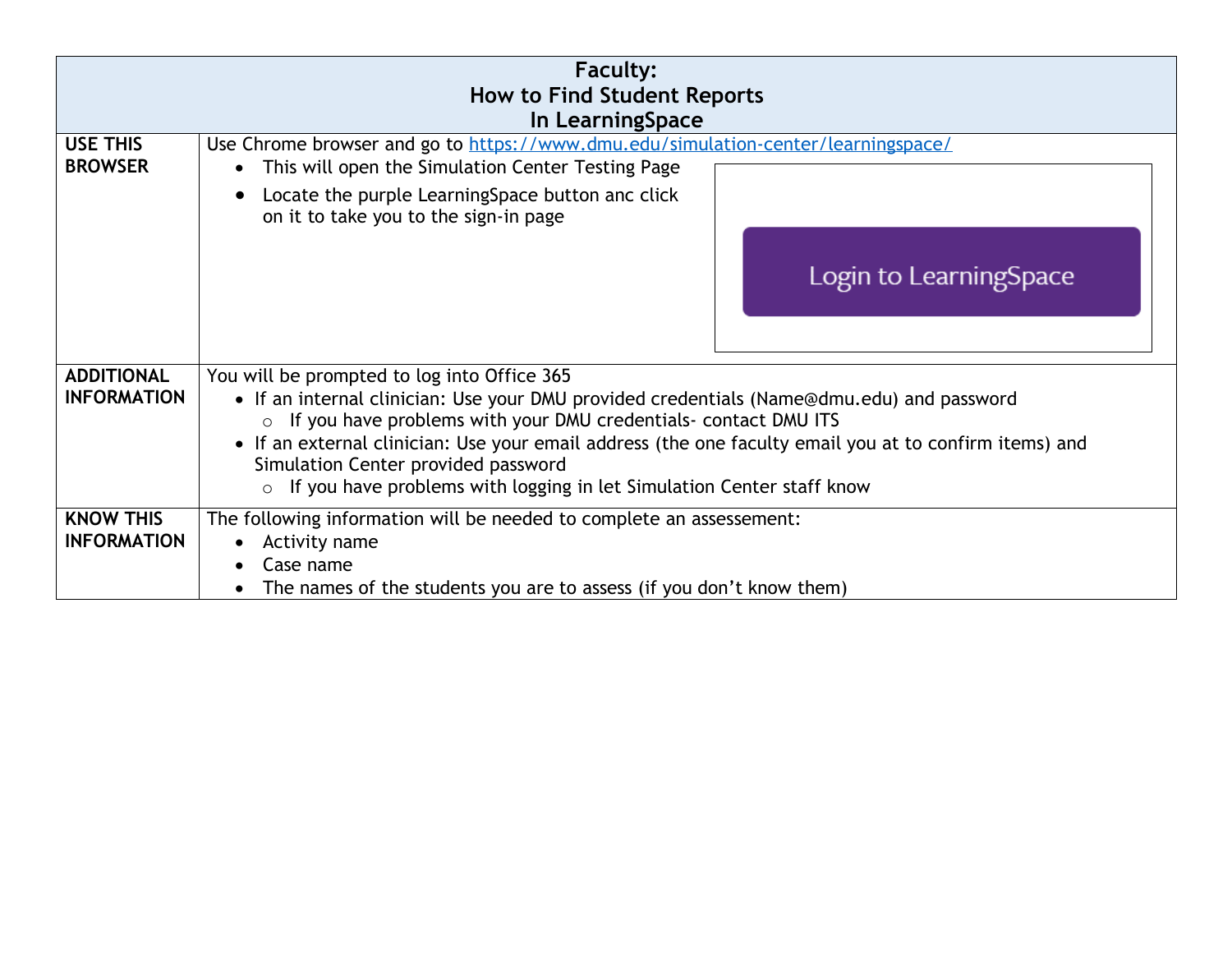# Faculty: How to Find Student Reports In LearningSpace

| | |
|---|---|
| **USE THIS BROWSER** | Use Chrome browser and go to https://www.dmu.edu/simulation-center/learningspace/<br>• This will open the Simulation Center Testing Page<br>• Locate the purple LearningSpace button anc click on it to take you to the sign-in page<br>Login to LearningSpace |
| **ADDITIONAL INFORMATION** | You will be prompted to log into Office 365<br>• If an internal clinician: Use your DMU provided credentials (Name@dmu.edu) and password<br>  ○ If you have problems with your DMU credentials- contact DMU ITS<br>• If an external clinician: Use your email address (the one faculty email you at to confirm items) and Simulation Center provided password<br>  ○ If you have problems with logging in let Simulation Center staff know |
| **KNOW THIS INFORMATION** | The following information will be needed to complete an assessement:<br>• Activity name<br>• Case name<br>• The names of the students you are to assess (if you don't know them) |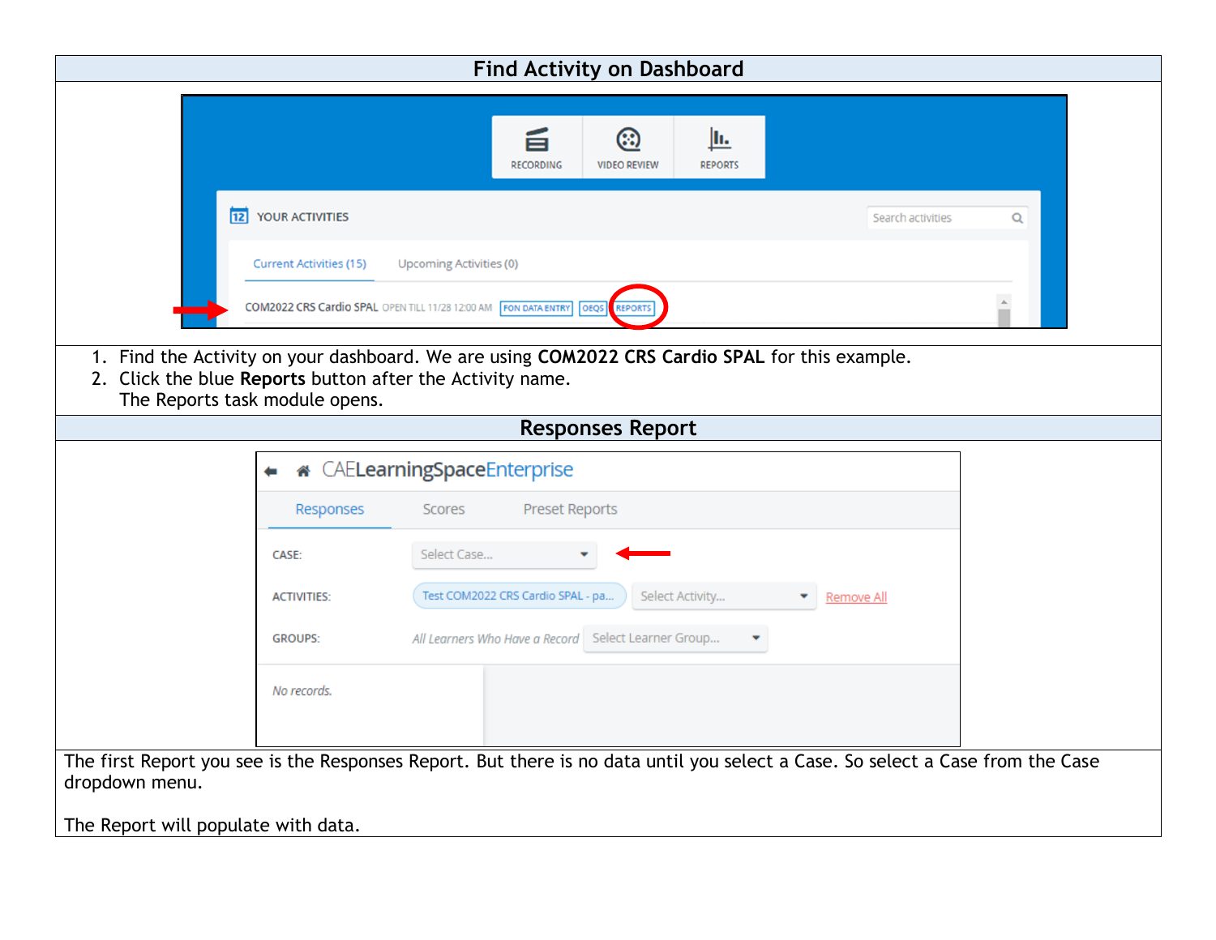## Find Activity on Dashboard

1. Find the Activity on your dashboard. We are using **COM2022 CRS Cardio SPAL** for this example.
2. Click the blue **Reports** button after the Activity name.
   The Reports task module opens.

## Responses Report

The first Report you see is the Responses Report. But there is no data until you select a Case. So select a Case from the Case dropdown menu.

The Report will populate with data.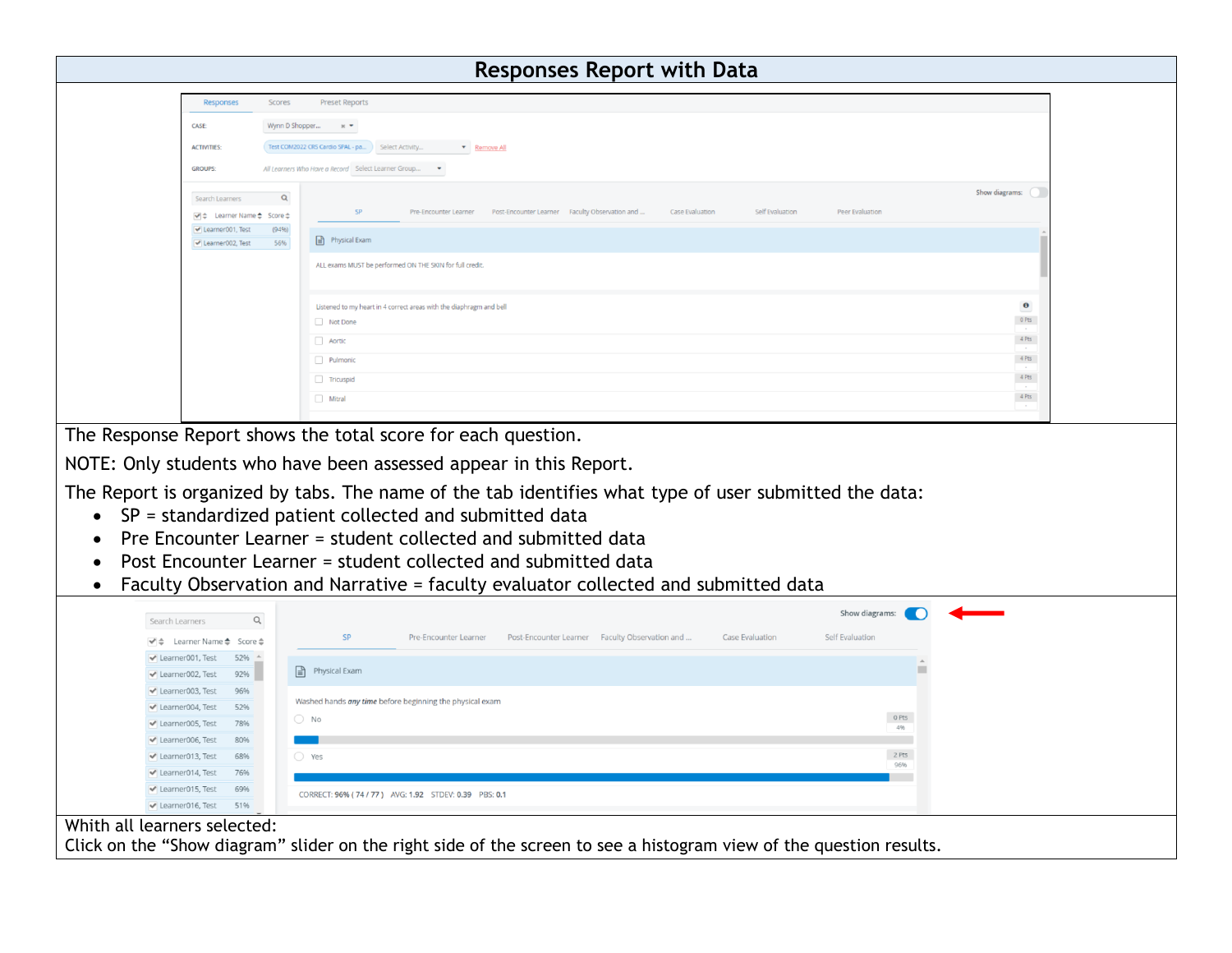## Responses Report with Data

The Response Report shows the total score for each question.

NOTE: Only students who have been assessed appear in this Report.

The Report is organized by tabs. The name of the tab identifies what type of user submitted the data:

- SP = standardized patient collected and submitted data
- Pre Encounter Learner = student collected and submitted data
- Post Encounter Learner = student collected and submitted data
- Faculty Observation and Narrative = faculty evaluator collected and submitted data

Whith all learners selected:
Click on the “Show diagram” slider on the right side of the screen to see a histogram view of the question results.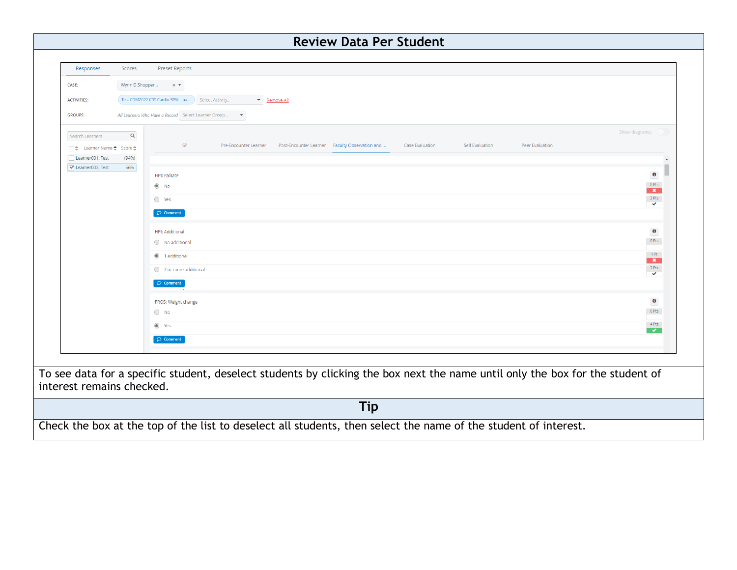## Review Data Per Student

To see data for a specific student, deselect students by clicking the box next the name until only the box for the student of interest remains checked.

## Tip

Check the box at the top of the list to deselect all students, then select the name of the student of interest.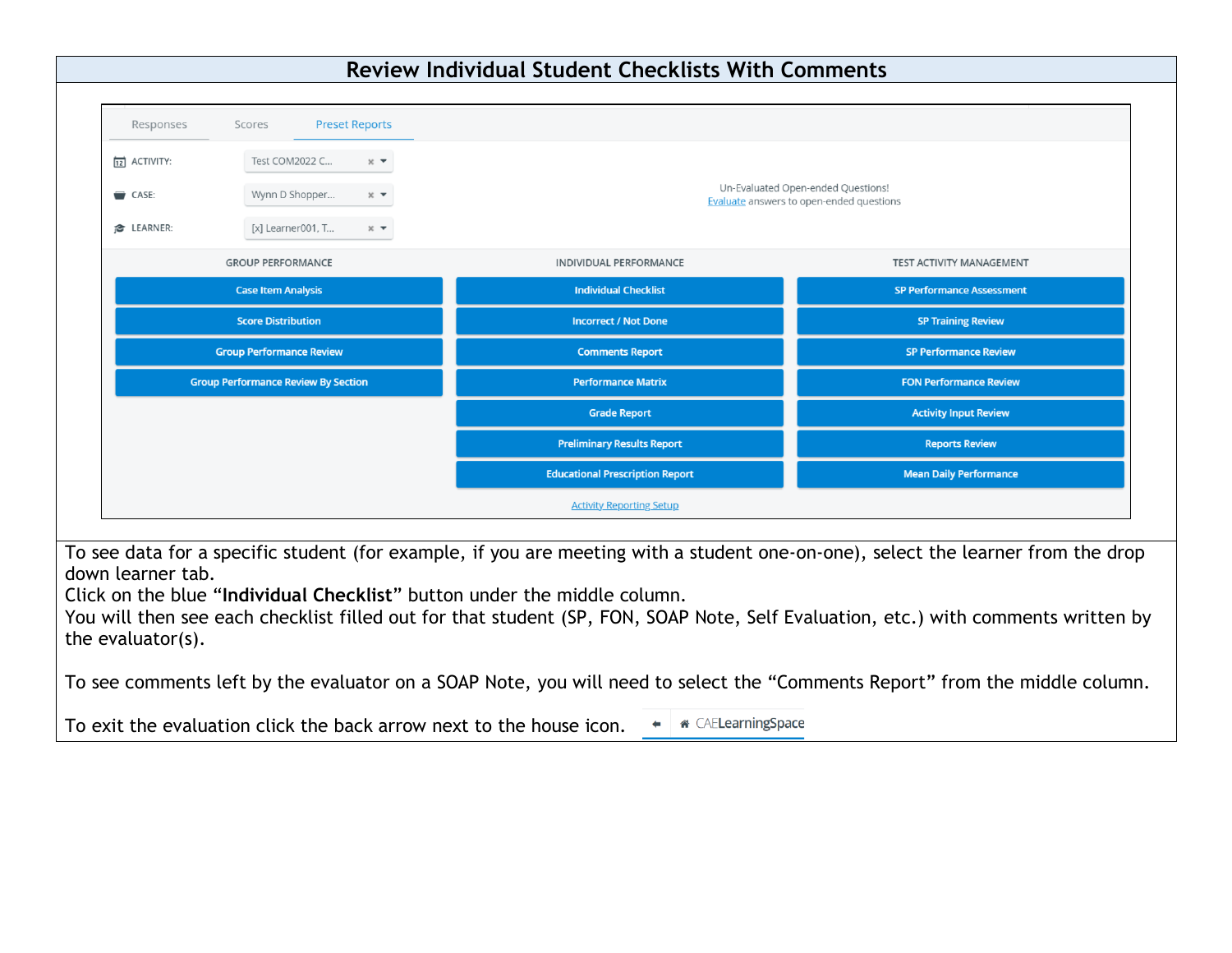## Review Individual Student Checklists With Comments

Responses | Scores | Preset Reports

ACTIVITY: Test COM2022 C...

CASE: Wynn D Shopper...

LEARNER: [x] Learner001, T...

Un-Evaluated Open-ended Questions!
Evaluate answers to open-ended questions

| GROUP PERFORMANCE | INDIVIDUAL PERFORMANCE | TEST ACTIVITY MANAGEMENT |
|---|---|---|
| Case Item Analysis | Individual Checklist | SP Performance Assessment |
| Score Distribution | Incorrect / Not Done | SP Training Review |
| Group Performance Review | Comments Report | SP Performance Review |
| Group Performance Review By Section | Performance Matrix | FON Performance Review |
| | Grade Report | Activity Input Review |
| | Preliminary Results Report | Reports Review |
| | Educational Prescription Report | Mean Daily Performance |

Activity Reporting Setup

To see data for a specific student (for example, if you are meeting with a student one-on-one), select the learner from the drop down learner tab.
Click on the blue "**Individual Checklist**" button under the middle column.
You will then see each checklist filled out for that student (SP, FON, SOAP Note, Self Evaluation, etc.) with comments written by the evaluator(s).

To see comments left by the evaluator on a SOAP Note, you will need to select the "Comments Report" from the middle column.

To exit the evaluation click the back arrow next to the house icon. CAELearningSpace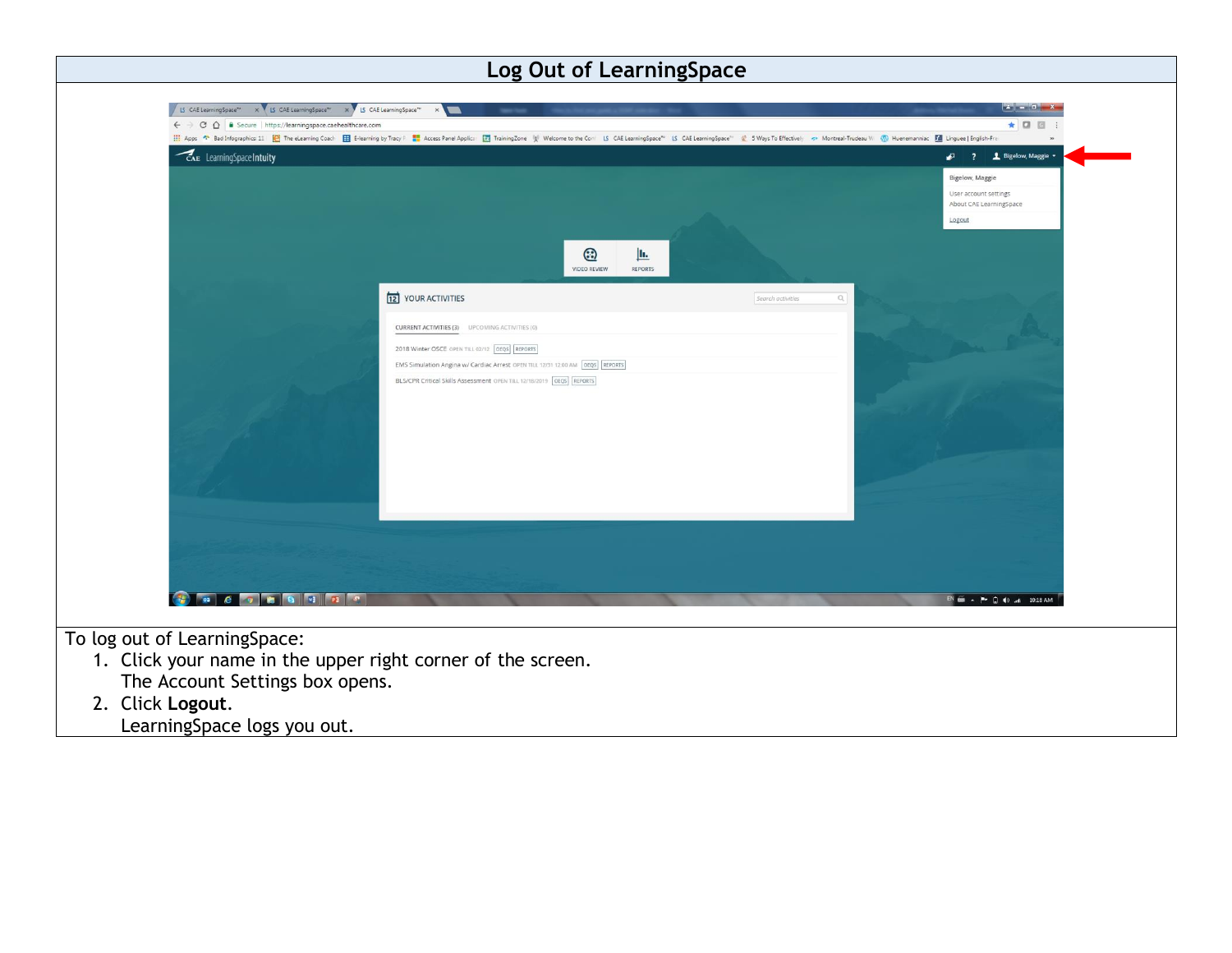# Log Out of LearningSpace

To log out of LearningSpace:

1. Click your name in the upper right corner of the screen.
   The Account Settings box opens.
2. Click **Logout**.
   LearningSpace logs you out.